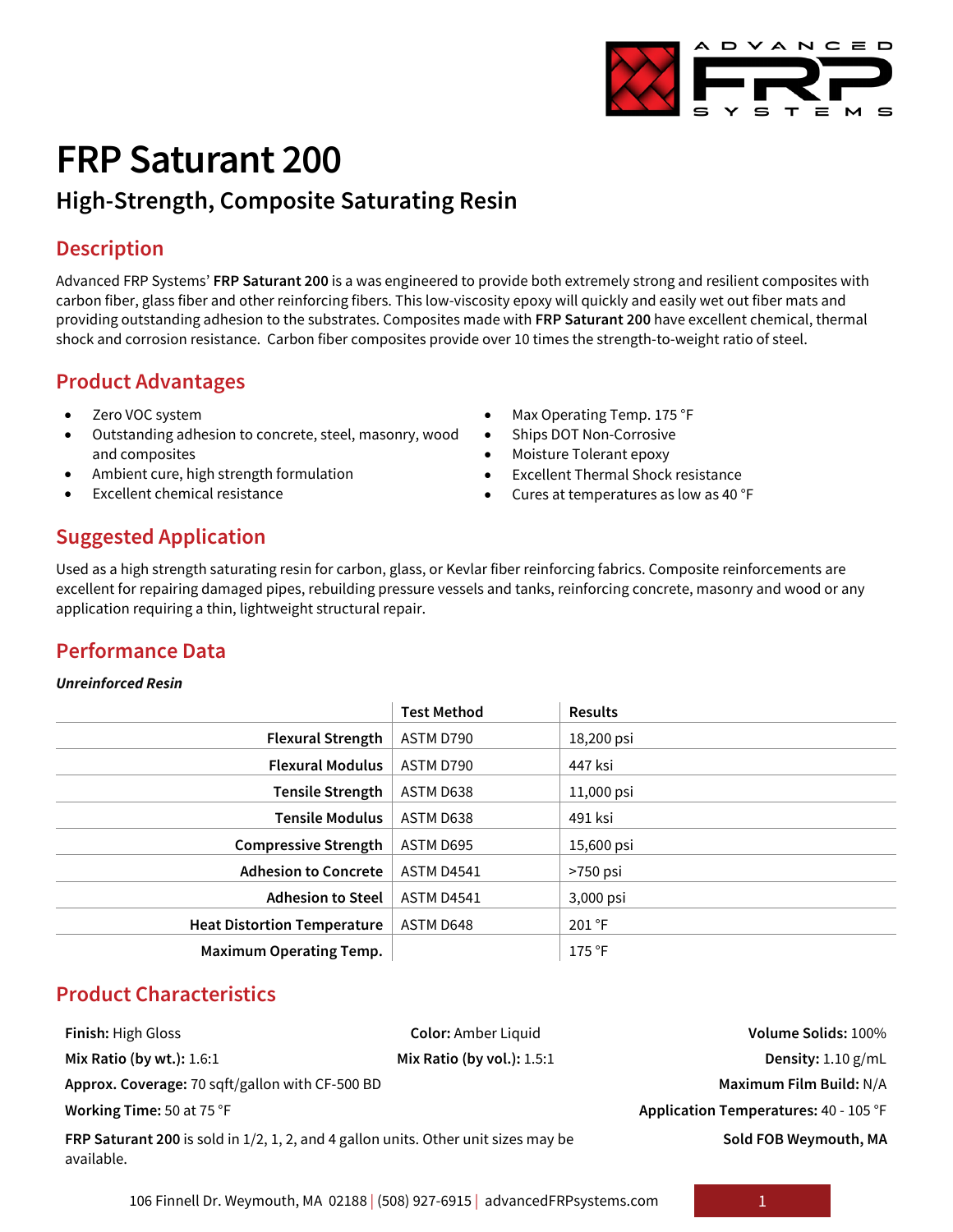# FRP Saturant 200

## High-Strength, Composite Saturating Resin

## Description

Advanced FRP Systems' **FRP Saturant 200** is a was engineered to provide both extremely strong and resilient composites with carbon fiber, glass fiber and other reinforcing fibers. This low-viscosity epoxy will quickly and easily wet out fiber mats and providing outstanding adhesion to the substrates. Composites made with **FRP Saturant 200** have excellent chemical, thermal shock and corrosion resistance. Carbon fiber composites provide over 10 times the strength-to-weight ratio of steel.

## Product Advantages

- Zero VOC system
- Outstanding adhesion to concrete, steel, masonry, wood and composites
- Ambient cure, high strength formulation
- Excellent chemical resistance
- Max Operating Temp. 175 °F
- Ships DOT Non-Corrosive
- Moisture Tolerant epoxy
- Excellent Thermal Shock resistance
- Cures at temperatures as low as 40 °F

## Suggested Application

Used as a high strength saturating resin for carbon, glass, or Kevlar fiber reinforcing fabrics. Composite reinforcements are excellent for repairing damaged pipes, rebuilding pressure vessels and tanks, reinforcing concrete, masonry and wood or any application requiring a thin, lightweight structural repair.

## Performance Data

***Unreinforced Resin***

| | Test Method | Results |
|---|---|---|
| **Flexural Strength** | ASTM D790 | 18,200 psi |
| **Flexural Modulus** | ASTM D790 | 447 ksi |
| **Tensile Strength** | ASTM D638 | 11,000 psi |
| **Tensile Modulus** | ASTM D638 | 491 ksi |
| **Compressive Strength** | ASTM D695 | 15,600 psi |
| **Adhesion to Concrete** | ASTM D4541 | >750 psi |
| **Adhesion to Steel** | ASTM D4541 | 3,000 psi |
| **Heat Distortion Temperature** | ASTM D648 | 201 °F |
| **Maximum Operating Temp.** | | 175 °F |

## Product Characteristics

**Finish:** High Gloss

**Color:** Amber Liquid

**Volume Solids:** 100%

**Mix Ratio (by wt.):** 1.6:1

**Mix Ratio (by vol.):** 1.5:1

**Density:** 1.10 g/mL

**Approx. Coverage:** 70 sqft/gallon with CF-500 BD

**Maximum Film Build:** N/A

**Working Time:** 50 at 75 °F

**Application Temperatures:** 40 - 105 °F

**FRP Saturant 200** is sold in 1/2, 1, 2, and 4 gallon units. Other unit sizes may be available.

**Sold FOB Weymouth, MA**

106 Finnell Dr. Weymouth, MA 02188 | (508) 927-6915 | advancedFRPsystems.com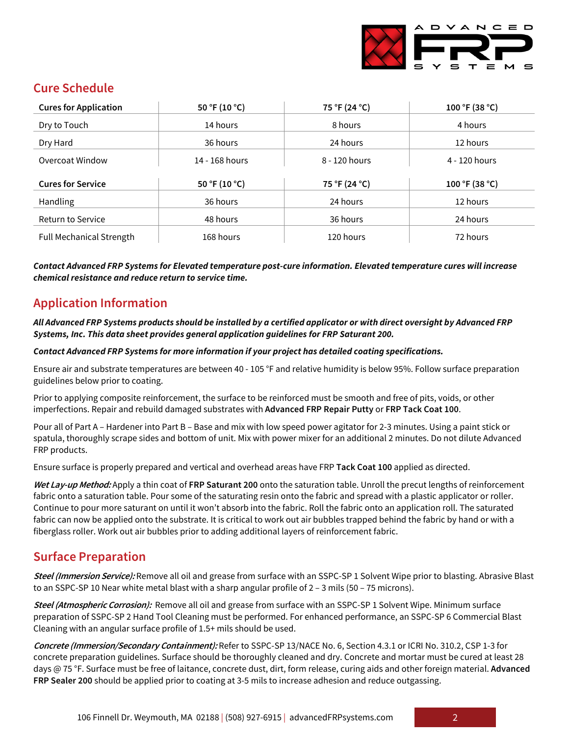## Cure Schedule

| Cures for Application | 50 °F (10 °C) | 75 °F (24 °C) | 100 °F (38 °C) |
|---|---|---|---|
| Dry to Touch | 14 hours | 8 hours | 4 hours |
| Dry Hard | 36 hours | 24 hours | 12 hours |
| Overcoat Window | 14 - 168 hours | 8 - 120 hours | 4 - 120 hours |
| **Cures for Service** | **50 °F (10 °C)** | **75 °F (24 °C)** | **100 °F (38 °C)** |
| Handling | 36 hours | 24 hours | 12 hours |
| Return to Service | 48 hours | 36 hours | 24 hours |
| Full Mechanical Strength | 168 hours | 120 hours | 72 hours |

***Contact Advanced FRP Systems for Elevated temperature post-cure information. Elevated temperature cures will increase chemical resistance and reduce return to service time.***

## Application Information

***All Advanced FRP Systems products should be installed by a certified applicator or with direct oversight by Advanced FRP Systems, Inc. This data sheet provides general application guidelines for FRP Saturant 200.***

***Contact Advanced FRP Systems for more information if your project has detailed coating specifications.***

Ensure air and substrate temperatures are between 40 - 105 °F and relative humidity is below 95%. Follow surface preparation guidelines below prior to coating.

Prior to applying composite reinforcement, the surface to be reinforced must be smooth and free of pits, voids, or other imperfections. Repair and rebuild damaged substrates with **Advanced FRP Repair Putty** or **FRP Tack Coat 100**.

Pour all of Part A – Hardener into Part B – Base and mix with low speed power agitator for 2-3 minutes. Using a paint stick or spatula, thoroughly scrape sides and bottom of unit. Mix with power mixer for an additional 2 minutes. Do not dilute Advanced FRP products.

Ensure surface is properly prepared and vertical and overhead areas have FRP **Tack Coat 100** applied as directed.

***Wet Lay-up Method:*** Apply a thin coat of **FRP Saturant 200** onto the saturation table. Unroll the precut lengths of reinforcement fabric onto a saturation table. Pour some of the saturating resin onto the fabric and spread with a plastic applicator or roller. Continue to pour more saturant on until it won't absorb into the fabric. Roll the fabric onto an application roll. The saturated fabric can now be applied onto the substrate. It is critical to work out air bubbles trapped behind the fabric by hand or with a fiberglass roller. Work out air bubbles prior to adding additional layers of reinforcement fabric.

## Surface Preparation

***Steel (Immersion Service):*** Remove all oil and grease from surface with an SSPC-SP 1 Solvent Wipe prior to blasting. Abrasive Blast to an SSPC-SP 10 Near white metal blast with a sharp angular profile of 2 – 3 mils (50 – 75 microns).

***Steel (Atmospheric Corrosion):*** Remove all oil and grease from surface with an SSPC-SP 1 Solvent Wipe. Minimum surface preparation of SSPC-SP 2 Hand Tool Cleaning must be performed. For enhanced performance, an SSPC-SP 6 Commercial Blast Cleaning with an angular surface profile of 1.5+ mils should be used.

***Concrete (Immersion/Secondary Containment):*** Refer to SSPC-SP 13/NACE No. 6, Section 4.3.1 or ICRI No. 310.2, CSP 1-3 for concrete preparation guidelines. Surface should be thoroughly cleaned and dry. Concrete and mortar must be cured at least 28 days @ 75 °F. Surface must be free of laitance, concrete dust, dirt, form release, curing aids and other foreign material. **Advanced FRP Sealer 200** should be applied prior to coating at 3-5 mils to increase adhesion and reduce outgassing.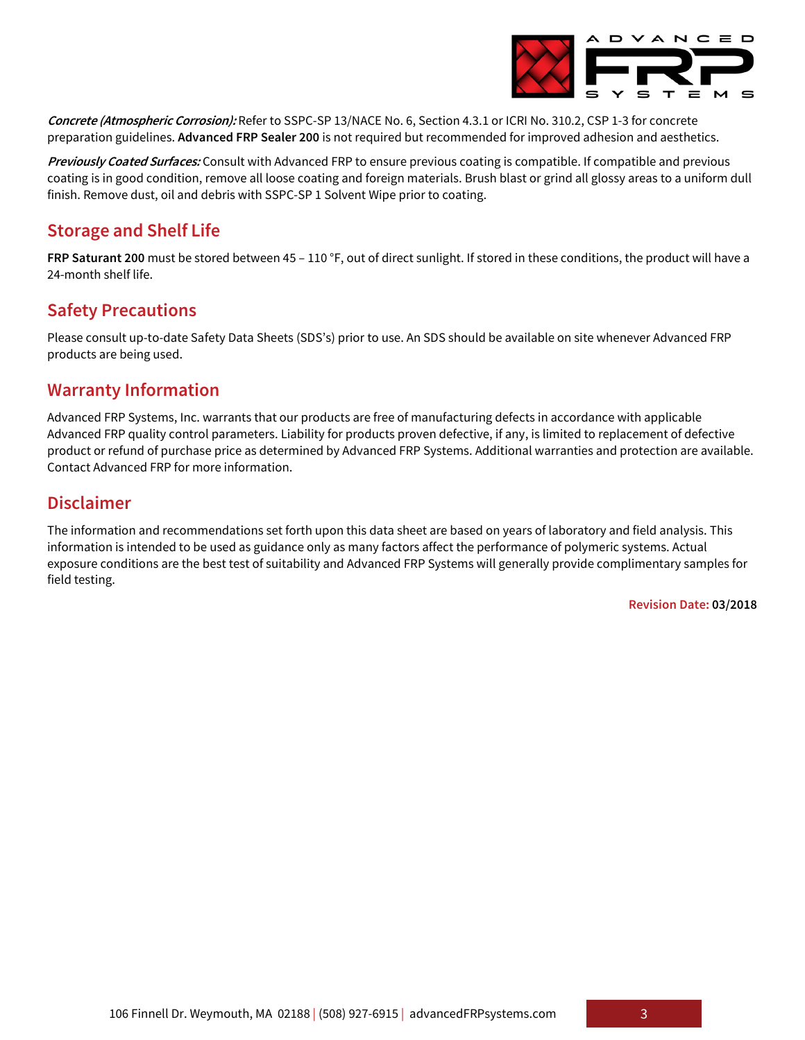***Concrete (Atmospheric Corrosion):*** Refer to SSPC-SP 13/NACE No. 6, Section 4.3.1 or ICRI No. 310.2, CSP 1-3 for concrete preparation guidelines. **Advanced FRP Sealer 200** is not required but recommended for improved adhesion and aesthetics.

***Previously Coated Surfaces:*** Consult with Advanced FRP to ensure previous coating is compatible. If compatible and previous coating is in good condition, remove all loose coating and foreign materials. Brush blast or grind all glossy areas to a uniform dull finish. Remove dust, oil and debris with SSPC-SP 1 Solvent Wipe prior to coating.

## Storage and Shelf Life

**FRP Saturant 200** must be stored between 45 – 110 °F, out of direct sunlight. If stored in these conditions, the product will have a 24-month shelf life.

## Safety Precautions

Please consult up-to-date Safety Data Sheets (SDS's) prior to use. An SDS should be available on site whenever Advanced FRP products are being used.

## Warranty Information

Advanced FRP Systems, Inc. warrants that our products are free of manufacturing defects in accordance with applicable Advanced FRP quality control parameters. Liability for products proven defective, if any, is limited to replacement of defective product or refund of purchase price as determined by Advanced FRP Systems. Additional warranties and protection are available. Contact Advanced FRP for more information.

## Disclaimer

The information and recommendations set forth upon this data sheet are based on years of laboratory and field analysis. This information is intended to be used as guidance only as many factors affect the performance of polymeric systems. Actual exposure conditions are the best test of suitability and Advanced FRP Systems will generally provide complimentary samples for field testing.

**Revision Date: 03/2018**